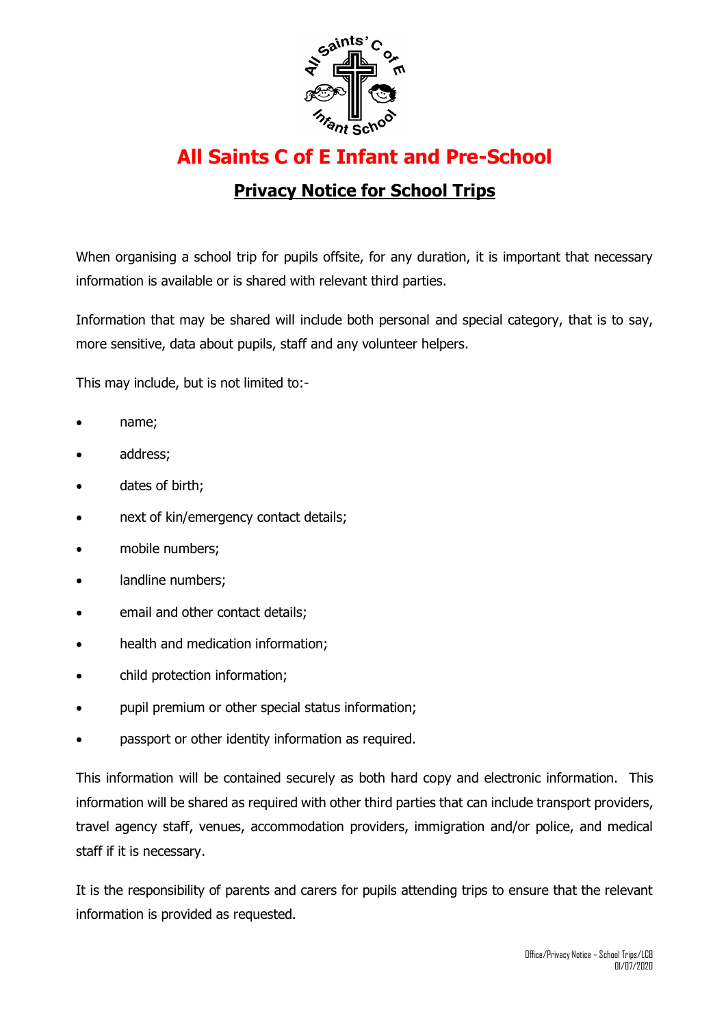# All Saints C of E Infant and Pre-School

## Privacy Notice for School Trips

When organising a school trip for pupils offsite, for any duration, it is important that necessary information is available or is shared with relevant third parties.

Information that may be shared will include both personal and special category, that is to say, more sensitive, data about pupils, staff and any volunteer helpers.

This may include, but is not limited to:-

- name;
- address;
- dates of birth;
- next of kin/emergency contact details;
- mobile numbers;
- landline numbers;
- email and other contact details;
- health and medication information;
- child protection information;
- pupil premium or other special status information;
- passport or other identity information as required.

This information will be contained securely as both hard copy and electronic information. This information will be shared as required with other third parties that can include transport providers, travel agency staff, venues, accommodation providers, immigration and/or police, and medical staff if it is necessary.

It is the responsibility of parents and carers for pupils attending trips to ensure that the relevant information is provided as requested.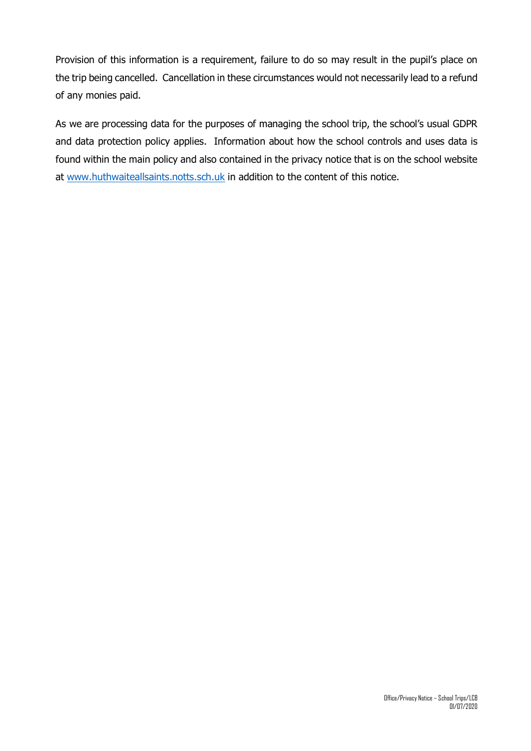Provision of this information is a requirement, failure to do so may result in the pupil's place on the trip being cancelled. Cancellation in these circumstances would not necessarily lead to a refund of any monies paid.

As we are processing data for the purposes of managing the school trip, the school's usual GDPR and data protection policy applies. Information about how the school controls and uses data is found within the main policy and also contained in the privacy notice that is on the school website at [www.huthwaiteallsaints.notts.sch.uk](http://www.huthwaiteallsaints.notts.sch.uk) in addition to the content of this notice.